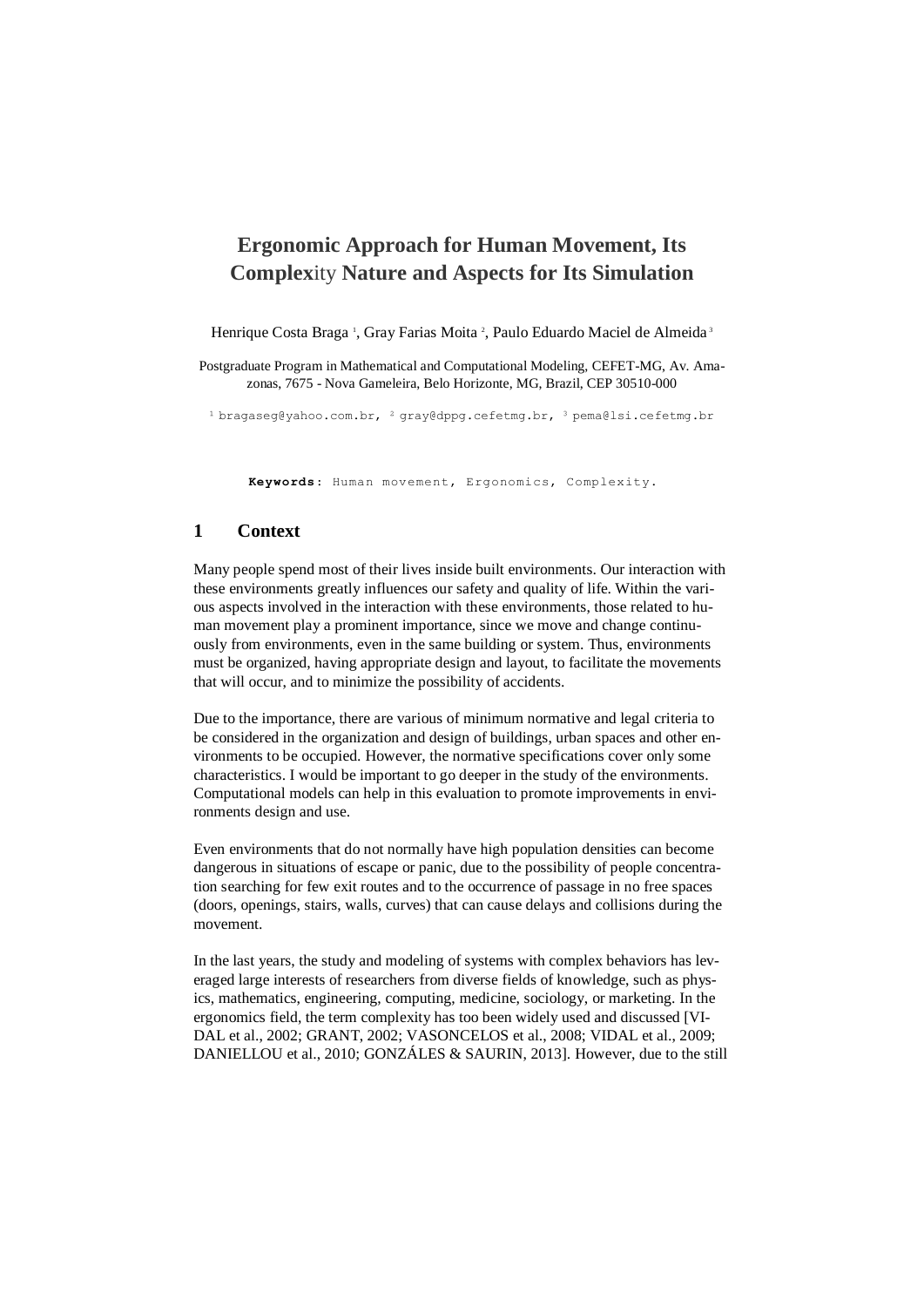# Ergonomic Approach for Human Movement, Its Complexity Nature and Aspects for Its Simulation

Henrique Costa Braga [1], Gray Farias Moita [2], Paulo Eduardo Maciel de Almeida [3]

Postgraduate Program in Mathematical and Computational Modeling, CEFET-MG, Av. Amazonas, 7675 - Nova Gameleira, Belo Horizonte, MG, Brazil, CEP 30510-000

[1] bragaseg@yahoo.com.br, [2] gray@dppg.cefetmg.br, [3] pema@lsi.cefetmg.br

**Keywords**: Human movement, Ergonomics, Complexity.

## 1 Context

Many people spend most of their lives inside built environments. Our interaction with these environments greatly influences our safety and quality of life. Within the various aspects involved in the interaction with these environments, those related to human movement play a prominent importance, since we move and change continuously from environments, even in the same building or system. Thus, environments must be organized, having appropriate design and layout, to facilitate the movements that will occur, and to minimize the possibility of accidents.

Due to the importance, there are various of minimum normative and legal criteria to be considered in the organization and design of buildings, urban spaces and other environments to be occupied. However, the normative specifications cover only some characteristics. I would be important to go deeper in the study of the environments. Computational models can help in this evaluation to promote improvements in environments design and use.

Even environments that do not normally have high population densities can become dangerous in situations of escape or panic, due to the possibility of people concentration searching for few exit routes and to the occurrence of passage in no free spaces (doors, openings, stairs, walls, curves) that can cause delays and collisions during the movement.

In the last years, the study and modeling of systems with complex behaviors has leveraged large interests of researchers from diverse fields of knowledge, such as physics, mathematics, engineering, computing, medicine, sociology, or marketing. In the ergonomics field, the term complexity has too been widely used and discussed [VIDAL et al., 2002; GRANT, 2002; VASONCELOS et al., 2008; VIDAL et al., 2009; DANIELLOU et al., 2010; GONZÁLES & SAURIN, 2013]. However, due to the still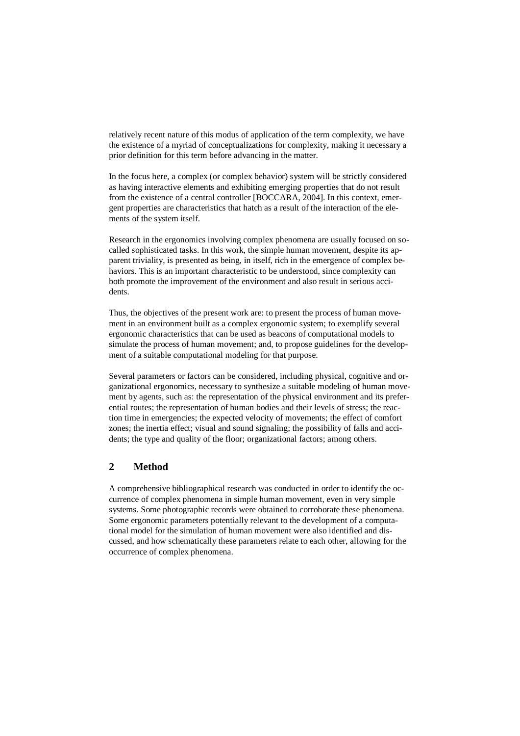relatively recent nature of this modus of application of the term complexity, we have the existence of a myriad of conceptualizations for complexity, making it necessary a prior definition for this term before advancing in the matter.

In the focus here, a complex (or complex behavior) system will be strictly considered as having interactive elements and exhibiting emerging properties that do not result from the existence of a central controller [BOCCARA, 2004]. In this context, emergent properties are characteristics that hatch as a result of the interaction of the elements of the system itself.

Research in the ergonomics involving complex phenomena are usually focused on so-called sophisticated tasks. In this work, the simple human movement, despite its apparent triviality, is presented as being, in itself, rich in the emergence of complex behaviors. This is an important characteristic to be understood, since complexity can both promote the improvement of the environment and also result in serious accidents.

Thus, the objectives of the present work are: to present the process of human movement in an environment built as a complex ergonomic system; to exemplify several ergonomic characteristics that can be used as beacons of computational models to simulate the process of human movement; and, to propose guidelines for the development of a suitable computational modeling for that purpose.

Several parameters or factors can be considered, including physical, cognitive and organizational ergonomics, necessary to synthesize a suitable modeling of human movement by agents, such as: the representation of the physical environment and its preferential routes; the representation of human bodies and their levels of stress; the reaction time in emergencies; the expected velocity of movements; the effect of comfort zones; the inertia effect; visual and sound signaling; the possibility of falls and accidents; the type and quality of the floor; organizational factors; among others.

## 2 Method

A comprehensive bibliographical research was conducted in order to identify the occurrence of complex phenomena in simple human movement, even in very simple systems. Some photographic records were obtained to corroborate these phenomena. Some ergonomic parameters potentially relevant to the development of a computational model for the simulation of human movement were also identified and discussed, and how schematically these parameters relate to each other, allowing for the occurrence of complex phenomena.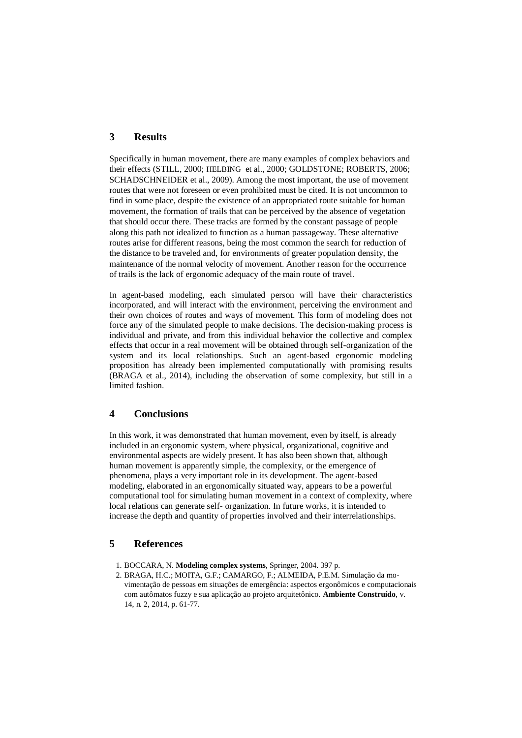## 3 Results

Specifically in human movement, there are many examples of complex behaviors and their effects (STILL, 2000; HELBING et al., 2000; GOLDSTONE; ROBERTS, 2006; SCHADSCHNEIDER et al., 2009). Among the most important, the use of movement routes that were not foreseen or even prohibited must be cited. It is not uncommon to find in some place, despite the existence of an appropriated route suitable for human movement, the formation of trails that can be perceived by the absence of vegetation that should occur there. These tracks are formed by the constant passage of people along this path not idealized to function as a human passageway. These alternative routes arise for different reasons, being the most common the search for reduction of the distance to be traveled and, for environments of greater population density, the maintenance of the normal velocity of movement. Another reason for the occurrence of trails is the lack of ergonomic adequacy of the main route of travel.

In agent-based modeling, each simulated person will have their characteristics incorporated, and will interact with the environment, perceiving the environment and their own choices of routes and ways of movement. This form of modeling does not force any of the simulated people to make decisions. The decision-making process is individual and private, and from this individual behavior the collective and complex effects that occur in a real movement will be obtained through self-organization of the system and its local relationships. Such an agent-based ergonomic modeling proposition has already been implemented computationally with promising results (BRAGA et al., 2014), including the observation of some complexity, but still in a limited fashion.

## 4 Conclusions

In this work, it was demonstrated that human movement, even by itself, is already included in an ergonomic system, where physical, organizational, cognitive and environmental aspects are widely present. It has also been shown that, although human movement is apparently simple, the complexity, or the emergence of phenomena, plays a very important role in its development. The agent-based modeling, elaborated in an ergonomically situated way, appears to be a powerful computational tool for simulating human movement in a context of complexity, where local relations can generate self- organization. In future works, it is intended to increase the depth and quantity of properties involved and their interrelationships.

## 5 References

1. BOCCARA, N. **Modeling complex systems**, Springer, 2004. 397 p.
2. BRAGA, H.C.; MOITA, G.F.; CAMARGO, F.; ALMEIDA, P.E.M. Simulação da movimentação de pessoas em situações de emergência: aspectos ergonômicos e computacionais com autômatos fuzzy e sua aplicação ao projeto arquitetônico. **Ambiente Construído**, v. 14, n. 2, 2014, p. 61-77.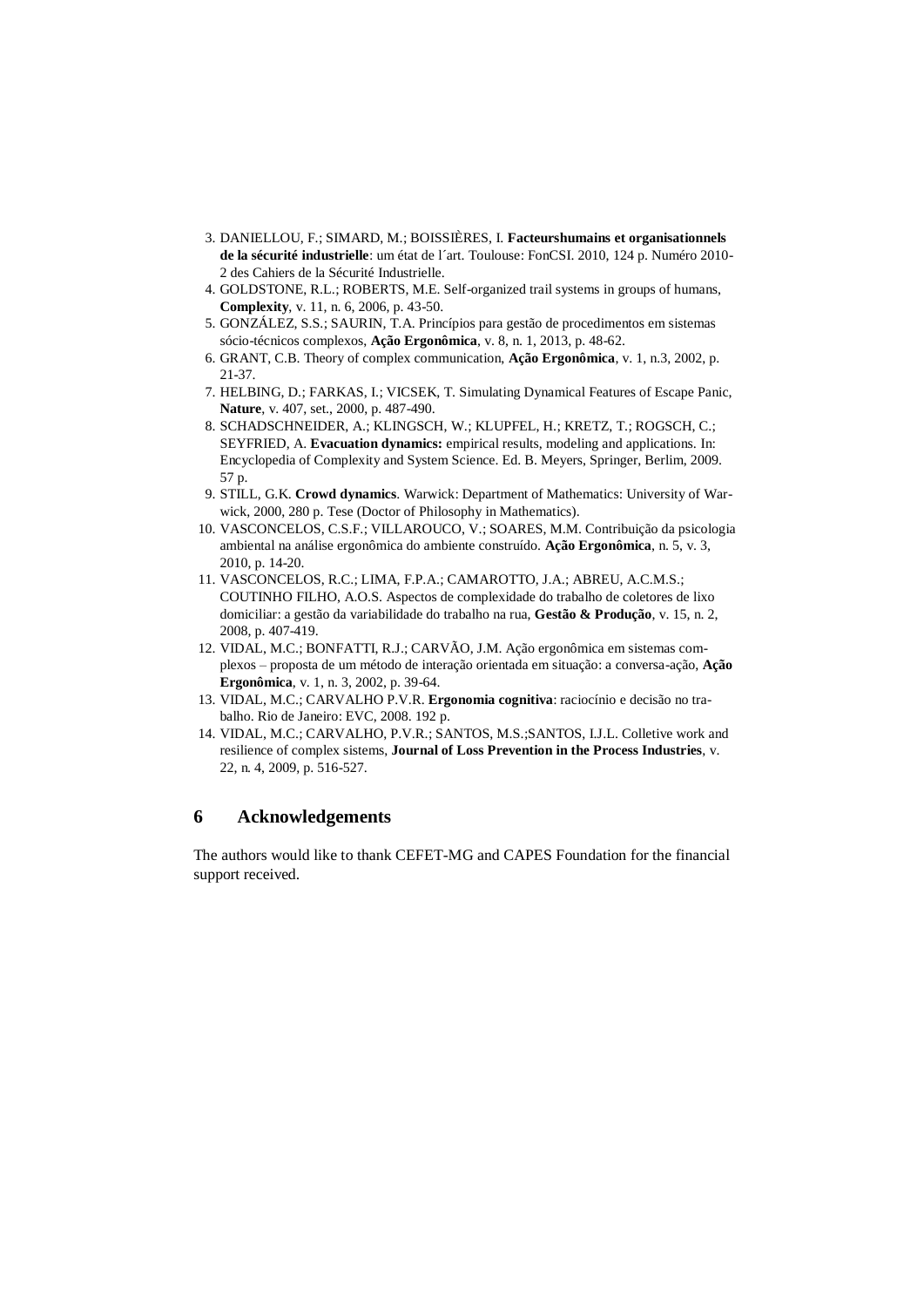3. DANIELLOU, F.; SIMARD, M.; BOISSIÈRES, I. **Facteurshumains et organisationnels de la sécurité industrielle**: um état de l´art. Toulouse: FonCSI. 2010, 124 p. Numéro 2010-2 des Cahiers de la Sécurité Industrielle.
4. GOLDSTONE, R.L.; ROBERTS, M.E. Self-organized trail systems in groups of humans, **Complexity**, v. 11, n. 6, 2006, p. 43-50.
5. GONZÁLEZ, S.S.; SAURIN, T.A. Princípios para gestão de procedimentos em sistemas sócio-técnicos complexos, **Ação Ergonômica**, v. 8, n. 1, 2013, p. 48-62.
6. GRANT, C.B. Theory of complex communication, **Ação Ergonômica**, v. 1, n.3, 2002, p. 21-37.
7. HELBING, D.; FARKAS, I.; VICSEK, T. Simulating Dynamical Features of Escape Panic, **Nature**, v. 407, set., 2000, p. 487-490.
8. SCHADSCHNEIDER, A.; KLINGSCH, W.; KLUPFEL, H.; KRETZ, T.; ROGSCH, C.; SEYFRIED, A. **Evacuation dynamics:** empirical results, modeling and applications. In: Encyclopedia of Complexity and System Science. Ed. B. Meyers, Springer, Berlim, 2009. 57 p.
9. STILL, G.K. **Crowd dynamics**. Warwick: Department of Mathematics: University of Warwick, 2000, 280 p. Tese (Doctor of Philosophy in Mathematics).
10. VASCONCELOS, C.S.F.; VILLAROUCO, V.; SOARES, M.M. Contribuição da psicologia ambiental na análise ergonômica do ambiente construído. **Ação Ergonômica**, n. 5, v. 3, 2010, p. 14-20.
11. VASCONCELOS, R.C.; LIMA, F.P.A.; CAMAROTTO, J.A.; ABREU, A.C.M.S.; COUTINHO FILHO, A.O.S. Aspectos de complexidade do trabalho de coletores de lixo domiciliar: a gestão da variabilidade do trabalho na rua, **Gestão & Produção**, v. 15, n. 2, 2008, p. 407-419.
12. VIDAL, M.C.; BONFATTI, R.J.; CARVÃO, J.M. Ação ergonômica em sistemas complexos – proposta de um método de interação orientada em situação: a conversa-ação, **Ação Ergonômica**, v. 1, n. 3, 2002, p. 39-64.
13. VIDAL, M.C.; CARVALHO P.V.R. **Ergonomia cognitiva**: raciocínio e decisão no trabalho. Rio de Janeiro: EVC, 2008. 192 p.
14. VIDAL, M.C.; CARVALHO, P.V.R.; SANTOS, M.S.;SANTOS, I.J.L. Colletive work and resilience of complex sistems, **Journal of Loss Prevention in the Process Industries**, v. 22, n. 4, 2009, p. 516-527.

## 6 Acknowledgements

The authors would like to thank CEFET-MG and CAPES Foundation for the financial support received.